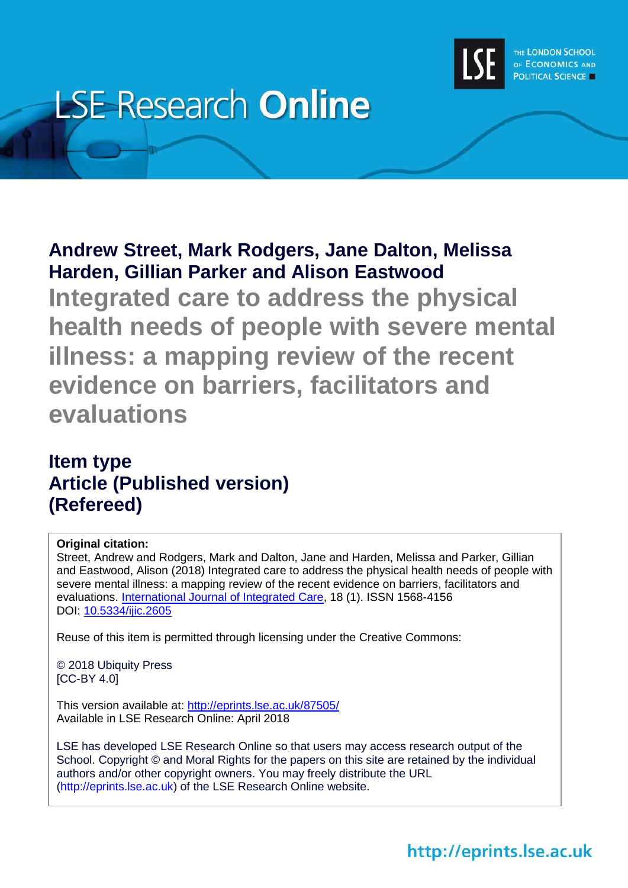LSE Research **Online**

THE LONDON SCHOOL OF ECONOMICS AND POLITICAL SCIENCE

**Andrew Street, Mark Rodgers, Jane Dalton, Melissa Harden, Gillian Parker and Alison Eastwood**

# Integrated care to address the physical health needs of people with severe mental illness: a mapping review of the recent evidence on barriers, facilitators and evaluations

## Item type
## Article (Published version)
## (Refereed)

**Original citation:**
Street, Andrew and Rodgers, Mark and Dalton, Jane and Harden, Melissa and Parker, Gillian and Eastwood, Alison (2018) Integrated care to address the physical health needs of people with severe mental illness: a mapping review of the recent evidence on barriers, facilitators and evaluations. International Journal of Integrated Care, 18 (1). ISSN 1568-4156
DOI: 10.5334/ijic.2605

Reuse of this item is permitted through licensing under the Creative Commons:

© 2018 Ubiquity Press
[CC-BY 4.0]

This version available at: http://eprints.lse.ac.uk/87505/
Available in LSE Research Online: April 2018

LSE has developed LSE Research Online so that users may access research output of the School. Copyright © and Moral Rights for the papers on this site are retained by the individual authors and/or other copyright owners. You may freely distribute the URL (http://eprints.lse.ac.uk) of the LSE Research Online website.

http://eprints.lse.ac.uk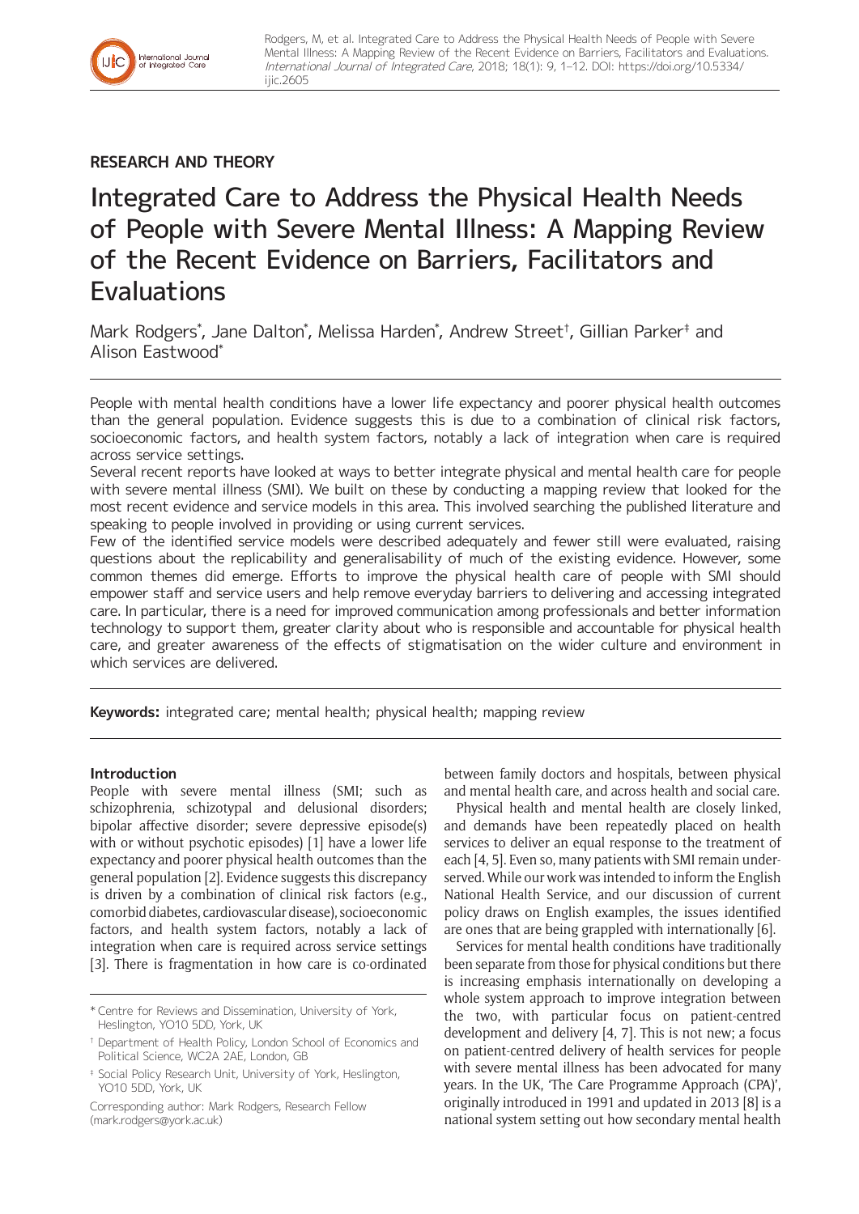## RESEARCH AND THEORY

# Integrated Care to Address the Physical Health Needs of People with Severe Mental Illness: A Mapping Review of the Recent Evidence on Barriers, Facilitators and Evaluations

Mark Rodgers*, Jane Dalton*, Melissa Harden*, Andrew Street†, Gillian Parker‡ and Alison Eastwood*

People with mental health conditions have a lower life expectancy and poorer physical health outcomes than the general population. Evidence suggests this is due to a combination of clinical risk factors, socioeconomic factors, and health system factors, notably a lack of integration when care is required across service settings.

Several recent reports have looked at ways to better integrate physical and mental health care for people with severe mental illness (SMI). We built on these by conducting a mapping review that looked for the most recent evidence and service models in this area. This involved searching the published literature and speaking to people involved in providing or using current services.

Few of the identified service models were described adequately and fewer still were evaluated, raising questions about the replicability and generalisability of much of the existing evidence. However, some common themes did emerge. Efforts to improve the physical health care of people with SMI should empower staff and service users and help remove everyday barriers to delivering and accessing integrated care. In particular, there is a need for improved communication among professionals and better information technology to support them, greater clarity about who is responsible and accountable for physical health care, and greater awareness of the effects of stigmatisation on the wider culture and environment in which services are delivered.

**Keywords:** integrated care; mental health; physical health; mapping review

### Introduction

People with severe mental illness (SMI; such as schizophrenia, schizotypal and delusional disorders; bipolar affective disorder; severe depressive episode(s) with or without psychotic episodes) [1] have a lower life expectancy and poorer physical health outcomes than the general population [2]. Evidence suggests this discrepancy is driven by a combination of clinical risk factors (e.g., comorbid diabetes, cardiovascular disease), socioeconomic factors, and health system factors, notably a lack of integration when care is required across service settings [3]. There is fragmentation in how care is co-ordinated between family doctors and hospitals, between physical and mental health care, and across health and social care.

Physical health and mental health are closely linked, and demands have been repeatedly placed on health services to deliver an equal response to the treatment of each [4, 5]. Even so, many patients with SMI remain underserved. While our work was intended to inform the English National Health Service, and our discussion of current policy draws on English examples, the issues identified are ones that are being grappled with internationally [6].

Services for mental health conditions have traditionally been separate from those for physical conditions but there is increasing emphasis internationally on developing a whole system approach to improve integration between the two, with particular focus on patient-centred development and delivery [4, 7]. This is not new; a focus on patient-centred delivery of health services for people with severe mental illness has been advocated for many years. In the UK, 'The Care Programme Approach (CPA)', originally introduced in 1991 and updated in 2013 [8] is a national system setting out how secondary mental health

* Centre for Reviews and Dissemination, University of York, Heslington, YO10 5DD, York, UK

† Department of Health Policy, London School of Economics and Political Science, WC2A 2AE, London, GB

‡ Social Policy Research Unit, University of York, Heslington, YO10 5DD, York, UK

Corresponding author: Mark Rodgers, Research Fellow (mark.rodgers@york.ac.uk)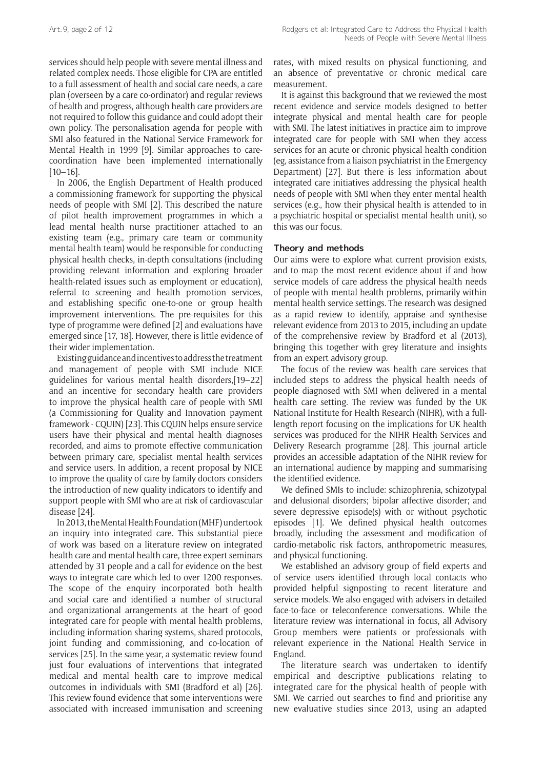services should help people with severe mental illness and related complex needs. Those eligible for CPA are entitled to a full assessment of health and social care needs, a care plan (overseen by a care co-ordinator) and regular reviews of health and progress, although health care providers are not required to follow this guidance and could adopt their own policy. The personalisation agenda for people with SMI also featured in the National Service Framework for Mental Health in 1999 [9]. Similar approaches to care-coordination have been implemented internationally [10–16].

In 2006, the English Department of Health produced a commissioning framework for supporting the physical needs of people with SMI [2]. This described the nature of pilot health improvement programmes in which a lead mental health nurse practitioner attached to an existing team (e.g., primary care team or community mental health team) would be responsible for conducting physical health checks, in-depth consultations (including providing relevant information and exploring broader health-related issues such as employment or education), referral to screening and health promotion services, and establishing specific one-to-one or group health improvement interventions. The pre-requisites for this type of programme were defined [2] and evaluations have emerged since [17, 18]. However, there is little evidence of their wider implementation.

Existing guidance and incentives to address the treatment and management of people with SMI include NICE guidelines for various mental health disorders,[19–22] and an incentive for secondary health care providers to improve the physical health care of people with SMI (a Commissioning for Quality and Innovation payment framework - CQUIN) [23]. This CQUIN helps ensure service users have their physical and mental health diagnoses recorded, and aims to promote effective communication between primary care, specialist mental health services and service users. In addition, a recent proposal by NICE to improve the quality of care by family doctors considers the introduction of new quality indicators to identify and support people with SMI who are at risk of cardiovascular disease [24].

In 2013, the Mental Health Foundation (MHF) undertook an inquiry into integrated care. This substantial piece of work was based on a literature review on integrated health care and mental health care, three expert seminars attended by 31 people and a call for evidence on the best ways to integrate care which led to over 1200 responses. The scope of the enquiry incorporated both health and social care and identified a number of structural and organizational arrangements at the heart of good integrated care for people with mental health problems, including information sharing systems, shared protocols, joint funding and commissioning, and co-location of services [25]. In the same year, a systematic review found just four evaluations of interventions that integrated medical and mental health care to improve medical outcomes in individuals with SMI (Bradford et al) [26]. This review found evidence that some interventions were associated with increased immunisation and screening rates, with mixed results on physical functioning, and an absence of preventative or chronic medical care measurement.

It is against this background that we reviewed the most recent evidence and service models designed to better integrate physical and mental health care for people with SMI. The latest initiatives in practice aim to improve integrated care for people with SMI when they access services for an acute or chronic physical health condition (eg, assistance from a liaison psychiatrist in the Emergency Department) [27]. But there is less information about integrated care initiatives addressing the physical health needs of people with SMI when they enter mental health services (e.g., how their physical health is attended to in a psychiatric hospital or specialist mental health unit), so this was our focus.

## Theory and methods

Our aims were to explore what current provision exists, and to map the most recent evidence about if and how service models of care address the physical health needs of people with mental health problems, primarily within mental health service settings. The research was designed as a rapid review to identify, appraise and synthesise relevant evidence from 2013 to 2015, including an update of the comprehensive review by Bradford et al (2013), bringing this together with grey literature and insights from an expert advisory group.

The focus of the review was health care services that included steps to address the physical health needs of people diagnosed with SMI when delivered in a mental health care setting. The review was funded by the UK National Institute for Health Research (NIHR), with a full-length report focusing on the implications for UK health services was produced for the NIHR Health Services and Delivery Research programme [28]. This journal article provides an accessible adaptation of the NIHR review for an international audience by mapping and summarising the identified evidence.

We defined SMIs to include: schizophrenia, schizotypal and delusional disorders; bipolar affective disorder; and severe depressive episode(s) with or without psychotic episodes [1]. We defined physical health outcomes broadly, including the assessment and modification of cardio-metabolic risk factors, anthropometric measures, and physical functioning.

We established an advisory group of field experts and of service users identified through local contacts who provided helpful signposting to recent literature and service models. We also engaged with advisers in detailed face-to-face or teleconference conversations. While the literature review was international in focus, all Advisory Group members were patients or professionals with relevant experience in the National Health Service in England.

The literature search was undertaken to identify empirical and descriptive publications relating to integrated care for the physical health of people with SMI. We carried out searches to find and prioritise any new evaluative studies since 2013, using an adapted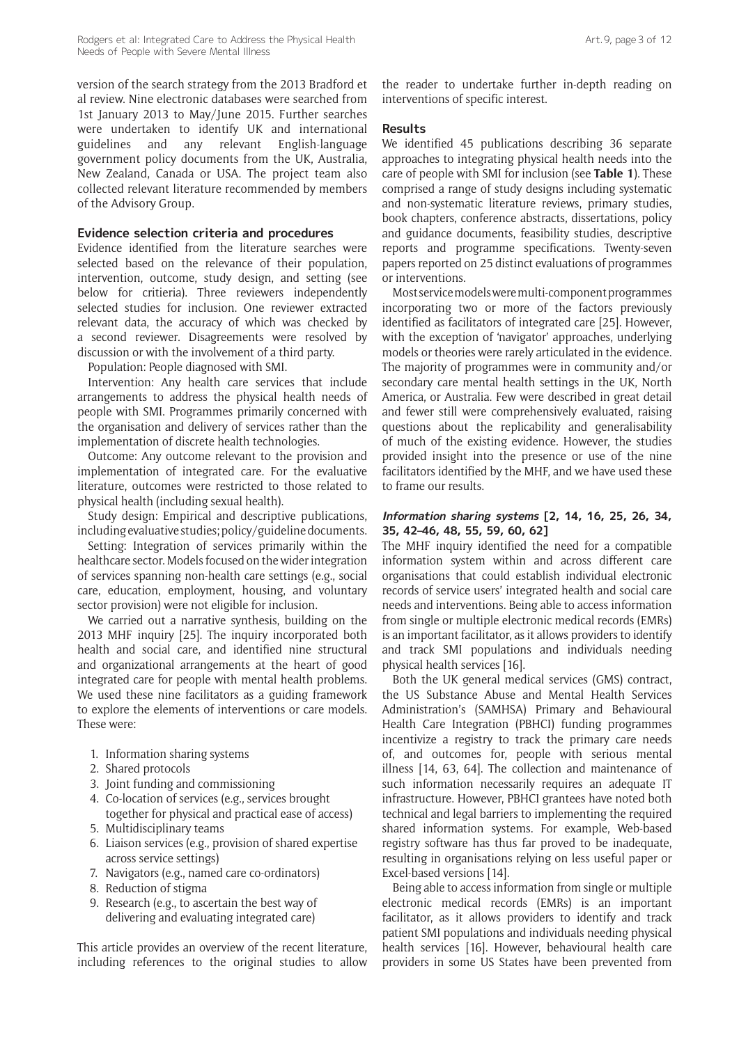version of the search strategy from the 2013 Bradford et al review. Nine electronic databases were searched from 1st January 2013 to May/June 2015. Further searches were undertaken to identify UK and international guidelines and any relevant English-language government policy documents from the UK, Australia, New Zealand, Canada or USA. The project team also collected relevant literature recommended by members of the Advisory Group.

### Evidence selection criteria and procedures

Evidence identified from the literature searches were selected based on the relevance of their population, intervention, outcome, study design, and setting (see below for critieria). Three reviewers independently selected studies for inclusion. One reviewer extracted relevant data, the accuracy of which was checked by a second reviewer. Disagreements were resolved by discussion or with the involvement of a third party.

Population: People diagnosed with SMI.

Intervention: Any health care services that include arrangements to address the physical health needs of people with SMI. Programmes primarily concerned with the organisation and delivery of services rather than the implementation of discrete health technologies.

Outcome: Any outcome relevant to the provision and implementation of integrated care. For the evaluative literature, outcomes were restricted to those related to physical health (including sexual health).

Study design: Empirical and descriptive publications, including evaluative studies; policy/guideline documents.

Setting: Integration of services primarily within the healthcare sector. Models focused on the wider integration of services spanning non-health care settings (e.g., social care, education, employment, housing, and voluntary sector provision) were not eligible for inclusion.

We carried out a narrative synthesis, building on the 2013 MHF inquiry [25]. The inquiry incorporated both health and social care, and identified nine structural and organizational arrangements at the heart of good integrated care for people with mental health problems. We used these nine facilitators as a guiding framework to explore the elements of interventions or care models. These were:

1. Information sharing systems
2. Shared protocols
3. Joint funding and commissioning
4. Co-location of services (e.g., services brought together for physical and practical ease of access)
5. Multidisciplinary teams
6. Liaison services (e.g., provision of shared expertise across service settings)
7. Navigators (e.g., named care co-ordinators)
8. Reduction of stigma
9. Research (e.g., to ascertain the best way of delivering and evaluating integrated care)

This article provides an overview of the recent literature, including references to the original studies to allow the reader to undertake further in-depth reading on interventions of specific interest.

## Results

We identified 45 publications describing 36 separate approaches to integrating physical health needs into the care of people with SMI for inclusion (see **Table 1**). These comprised a range of study designs including systematic and non-systematic literature reviews, primary studies, book chapters, conference abstracts, dissertations, policy and guidance documents, feasibility studies, descriptive reports and programme specifications. Twenty-seven papers reported on 25 distinct evaluations of programmes or interventions.

Most service models were multi-component programmes incorporating two or more of the factors previously identified as facilitators of integrated care [25]. However, with the exception of 'navigator' approaches, underlying models or theories were rarely articulated in the evidence. The majority of programmes were in community and/or secondary care mental health settings in the UK, North America, or Australia. Few were described in great detail and fewer still were comprehensively evaluated, raising questions about the replicability and generalisability of much of the existing evidence. However, the studies provided insight into the presence or use of the nine facilitators identified by the MHF, and we have used these to frame our results.

### *Information sharing systems* [2, 14, 16, 25, 26, 34, 35, 42–46, 48, 55, 59, 60, 62]

The MHF inquiry identified the need for a compatible information system within and across different care organisations that could establish individual electronic records of service users' integrated health and social care needs and interventions. Being able to access information from single or multiple electronic medical records (EMRs) is an important facilitator, as it allows providers to identify and track SMI populations and individuals needing physical health services [16].

Both the UK general medical services (GMS) contract, the US Substance Abuse and Mental Health Services Administration's (SAMHSA) Primary and Behavioural Health Care Integration (PBHCI) funding programmes incentivize a registry to track the primary care needs of, and outcomes for, people with serious mental illness [14, 63, 64]. The collection and maintenance of such information necessarily requires an adequate IT infrastructure. However, PBHCI grantees have noted both technical and legal barriers to implementing the required shared information systems. For example, Web-based registry software has thus far proved to be inadequate, resulting in organisations relying on less useful paper or Excel-based versions [14].

Being able to access information from single or multiple electronic medical records (EMRs) is an important facilitator, as it allows providers to identify and track patient SMI populations and individuals needing physical health services [16]. However, behavioural health care providers in some US States have been prevented from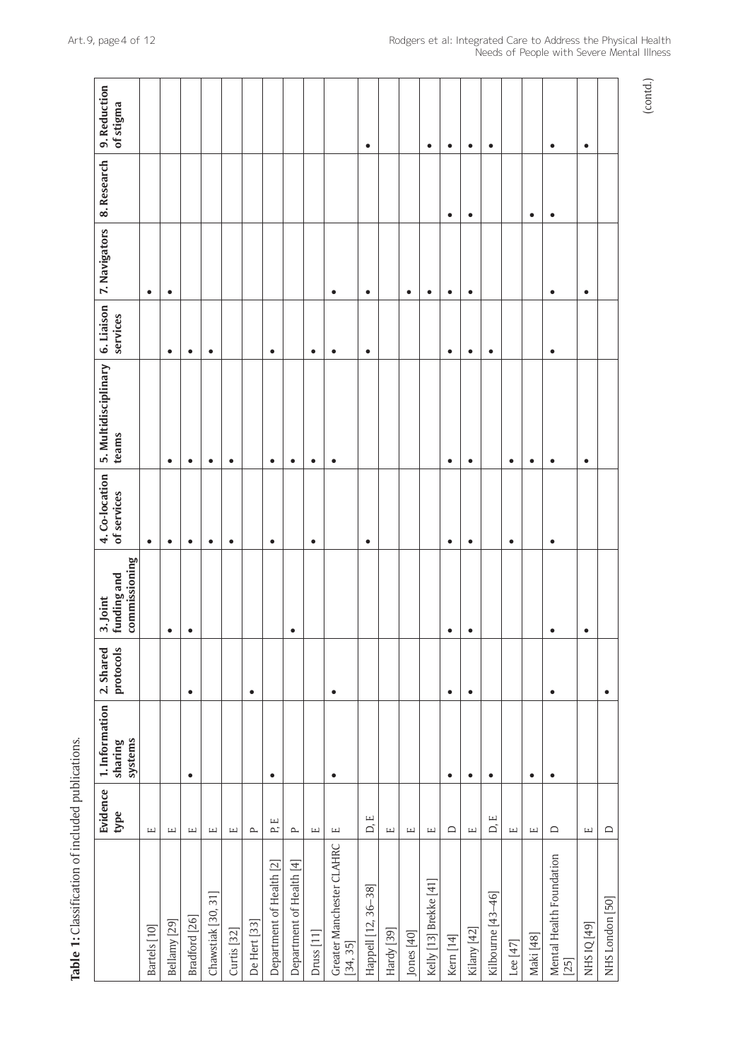**Table 1:** Classification of included publications.

| | Evidence type | 1. Information sharing systems | 2. Shared protocols | 3. Joint funding and commissioning | 4. Co-location of services | 5. Multidisciplinary teams | 6. Liaison services | 7. Navigators | 8. Research | 9. Reduction of stigma |
|---|---|---|---|---|---|---|---|---|---|---|
| Bartels [10] | E | | | | • | | | • | | |
| Bellamy [29] | E | | | • | • | • | • | • | | |
| Bradford [26] | E | • | • | • | • | • | • | | | |
| Chawstiak [30, 31] | E | | | | • | • | • | | | |
| Curtis [32] | E | | | | • | • | | | | |
| De Hert [33] | P | | • | | | | | | | |
| Department of Health [2] | P, E | • | | | • | • | • | | | |
| Department of Health [4] | P | | | • | | • | | | | |
| Druss [11] | E | | | | • | • | • | | | |
| Greater Manchester CLAHRC [34, 35] | E | • | • | | | • | • | • | | |
| Happell [12, 36–38] | D, E | | | | • | | • | • | | • |
| Hardy [39] | E | | | | | | | | | |
| Jones [40] | E | | | | | | | • | | |
| Kelly [13] Brekke [41] | E | | | | | | | • | | • |
| Kern [14] | D | • | • | • | • | • | • | • | • | • |
| Kilany [42] | E | • | • | • | • | • | • | • | • | • |
| Kilbourne [43–46] | D, E | • | | | | | • | | | • |
| Lee [47] | E | | | | • | • | | | | |
| Maki [48] | E | • | | | | • | | | • | |
| Mental Health Foundation [25] | D | • | • | • | • | • | • | • | • | • |
| NHS IQ [49] | E | | | • | | • | | • | | • |
| NHS London [50] | D | | • | | | | | | | |

(contd.)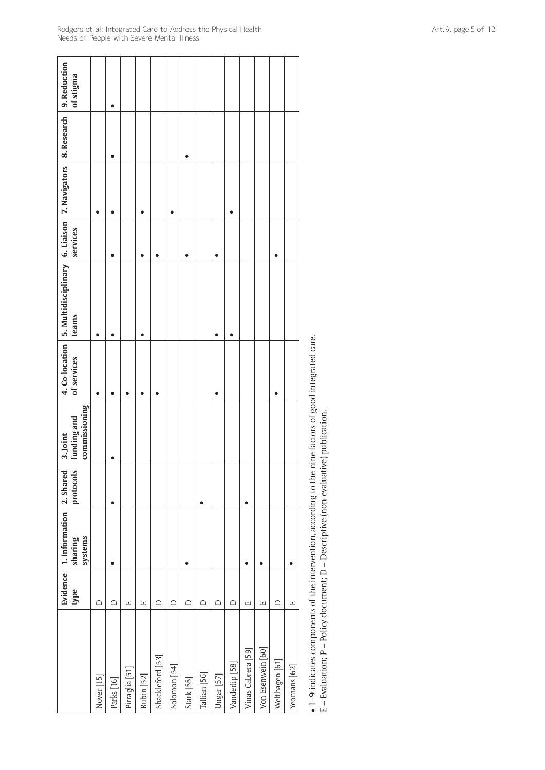| | Evidence type | 1. Information sharing systems | 2. Shared protocols | 3. Joint funding and commissioning | 4. Co-location of services | 5. Multidisciplinary teams | 6. Liaison services | 7. Navigators | 8. Research | 9. Reduction of stigma |
|---|---|---|---|---|---|---|---|---|---|---|
| Nover [15] | D | | | | • | • | | • | | |
| Parks [16] | D | • | • | • | • | • | • | • | • | • |
| Pirraglia [51] | E | | | | • | | | | | |
| Rubin [52] | E | | | | • | • | • | • | | |
| Shackleford [53] | D | | | | • | | • | | | |
| Solomon [54] | D | | | | | | | • | | |
| Stark [55] | D | • | | | | | • | | • | |
| Tallian [56] | D | | • | | | | | | | |
| Ungar [57] | D | | | | • | • | • | | | |
| Vanderlip [58] | D | | | | | • | | • | | |
| Vinas Cabrera [59] | E | • | • | | | | | | | |
| Von Esenwein [60] | E | • | | | | | | | | |
| Welthagen [61] | D | | | | • | | • | | | |
| Yeomans [62] | E | • | | | | | | | | |

• 1–9 indicates components of the intervention, according to the nine factors of good integrated care.
E = Evaluation; P = Policy document; D = Descriptive (non-evaluative) publication.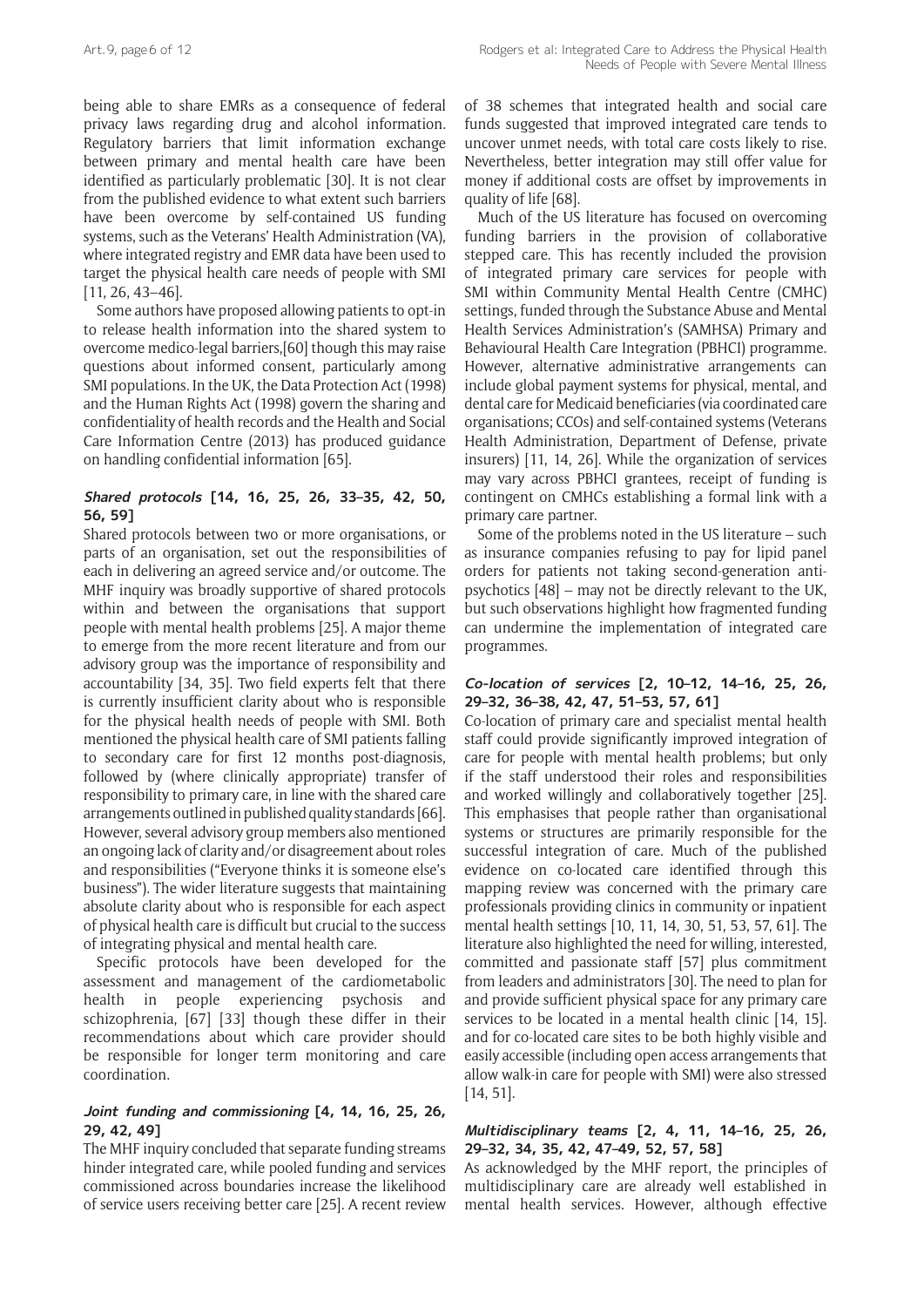being able to share EMRs as a consequence of federal privacy laws regarding drug and alcohol information. Regulatory barriers that limit information exchange between primary and mental health care have been identified as particularly problematic [30]. It is not clear from the published evidence to what extent such barriers have been overcome by self-contained US funding systems, such as the Veterans' Health Administration (VA), where integrated registry and EMR data have been used to target the physical health care needs of people with SMI [11, 26, 43–46].

Some authors have proposed allowing patients to opt-in to release health information into the shared system to overcome medico-legal barriers,[60] though this may raise questions about informed consent, particularly among SMI populations. In the UK, the Data Protection Act (1998) and the Human Rights Act (1998) govern the sharing and confidentiality of health records and the Health and Social Care Information Centre (2013) has produced guidance on handling confidential information [65].

### *Shared protocols* [14, 16, 25, 26, 33–35, 42, 50, 56, 59]

Shared protocols between two or more organisations, or parts of an organisation, set out the responsibilities of each in delivering an agreed service and/or outcome. The MHF inquiry was broadly supportive of shared protocols within and between the organisations that support people with mental health problems [25]. A major theme to emerge from the more recent literature and from our advisory group was the importance of responsibility and accountability [34, 35]. Two field experts felt that there is currently insufficient clarity about who is responsible for the physical health needs of people with SMI. Both mentioned the physical health care of SMI patients falling to secondary care for first 12 months post-diagnosis, followed by (where clinically appropriate) transfer of responsibility to primary care, in line with the shared care arrangements outlined in published quality standards [66]. However, several advisory group members also mentioned an ongoing lack of clarity and/or disagreement about roles and responsibilities ("Everyone thinks it is someone else's business"). The wider literature suggests that maintaining absolute clarity about who is responsible for each aspect of physical health care is difficult but crucial to the success of integrating physical and mental health care.

Specific protocols have been developed for the assessment and management of the cardiometabolic health in people experiencing psychosis and schizophrenia, [67] [33] though these differ in their recommendations about which care provider should be responsible for longer term monitoring and care coordination.

### *Joint funding and commissioning* [4, 14, 16, 25, 26, 29, 42, 49]

The MHF inquiry concluded that separate funding streams hinder integrated care, while pooled funding and services commissioned across boundaries increase the likelihood of service users receiving better care [25]. A recent review of 38 schemes that integrated health and social care funds suggested that improved integrated care tends to uncover unmet needs, with total care costs likely to rise. Nevertheless, better integration may still offer value for money if additional costs are offset by improvements in quality of life [68].

Much of the US literature has focused on overcoming funding barriers in the provision of collaborative stepped care. This has recently included the provision of integrated primary care services for people with SMI within Community Mental Health Centre (CMHC) settings, funded through the Substance Abuse and Mental Health Services Administration's (SAMHSA) Primary and Behavioural Health Care Integration (PBHCI) programme. However, alternative administrative arrangements can include global payment systems for physical, mental, and dental care for Medicaid beneficiaries (via coordinated care organisations; CCOs) and self-contained systems (Veterans Health Administration, Department of Defense, private insurers) [11, 14, 26]. While the organization of services may vary across PBHCI grantees, receipt of funding is contingent on CMHCs establishing a formal link with a primary care partner.

Some of the problems noted in the US literature – such as insurance companies refusing to pay for lipid panel orders for patients not taking second-generation anti-psychotics [48] – may not be directly relevant to the UK, but such observations highlight how fragmented funding can undermine the implementation of integrated care programmes.

### *Co-location of services* [2, 10–12, 14–16, 25, 26, 29–32, 36–38, 42, 47, 51–53, 57, 61]

Co-location of primary care and specialist mental health staff could provide significantly improved integration of care for people with mental health problems; but only if the staff understood their roles and responsibilities and worked willingly and collaboratively together [25]. This emphasises that people rather than organisational systems or structures are primarily responsible for the successful integration of care. Much of the published evidence on co-located care identified through this mapping review was concerned with the primary care professionals providing clinics in community or inpatient mental health settings [10, 11, 14, 30, 51, 53, 57, 61]. The literature also highlighted the need for willing, interested, committed and passionate staff [57] plus commitment from leaders and administrators [30]. The need to plan for and provide sufficient physical space for any primary care services to be located in a mental health clinic [14, 15]. and for co-located care sites to be both highly visible and easily accessible (including open access arrangements that allow walk-in care for people with SMI) were also stressed [14, 51].

### *Multidisciplinary teams* [2, 4, 11, 14–16, 25, 26, 29–32, 34, 35, 42, 47–49, 52, 57, 58]

As acknowledged by the MHF report, the principles of multidisciplinary care are already well established in mental health services. However, although effective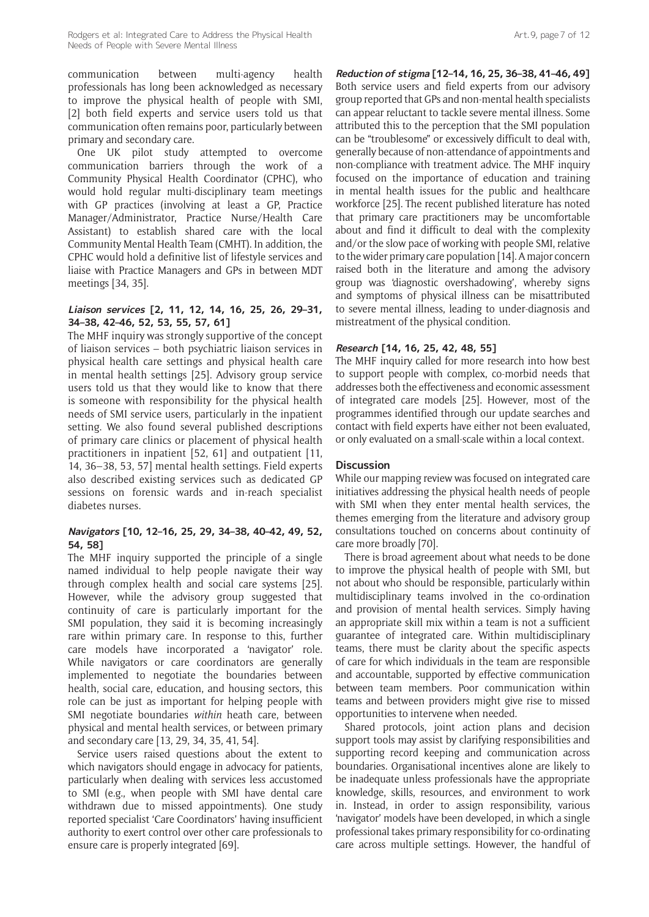communication between multi-agency health professionals has long been acknowledged as necessary to improve the physical health of people with SMI, [2] both field experts and service users told us that communication often remains poor, particularly between primary and secondary care.

One UK pilot study attempted to overcome communication barriers through the work of a Community Physical Health Coordinator (CPHC), who would hold regular multi-disciplinary team meetings with GP practices (involving at least a GP, Practice Manager/Administrator, Practice Nurse/Health Care Assistant) to establish shared care with the local Community Mental Health Team (CMHT). In addition, the CPHC would hold a definitive list of lifestyle services and liaise with Practice Managers and GPs in between MDT meetings [34, 35].

### *Liaison services* [2, 11, 12, 14, 16, 25, 26, 29–31, 34–38, 42–46, 52, 53, 55, 57, 61]

The MHF inquiry was strongly supportive of the concept of liaison services – both psychiatric liaison services in physical health care settings and physical health care in mental health settings [25]. Advisory group service users told us that they would like to know that there is someone with responsibility for the physical health needs of SMI service users, particularly in the inpatient setting. We also found several published descriptions of primary care clinics or placement of physical health practitioners in inpatient [52, 61] and outpatient [11, 14, 36–38, 53, 57] mental health settings. Field experts also described existing services such as dedicated GP sessions on forensic wards and in-reach specialist diabetes nurses.

### *Navigators* [10, 12–16, 25, 29, 34–38, 40–42, 49, 52, 54, 58]

The MHF inquiry supported the principle of a single named individual to help people navigate their way through complex health and social care systems [25]. However, while the advisory group suggested that continuity of care is particularly important for the SMI population, they said it is becoming increasingly rare within primary care. In response to this, further care models have incorporated a 'navigator' role. While navigators or care coordinators are generally implemented to negotiate the boundaries between health, social care, education, and housing sectors, this role can be just as important for helping people with SMI negotiate boundaries *within* heath care, between physical and mental health services, or between primary and secondary care [13, 29, 34, 35, 41, 54].

Service users raised questions about the extent to which navigators should engage in advocacy for patients, particularly when dealing with services less accustomed to SMI (e.g., when people with SMI have dental care withdrawn due to missed appointments). One study reported specialist 'Care Coordinators' having insufficient authority to exert control over other care professionals to ensure care is properly integrated [69].

### *Reduction of stigma* [12–14, 16, 25, 36–38, 41–46, 49]

Both service users and field experts from our advisory group reported that GPs and non-mental health specialists can appear reluctant to tackle severe mental illness. Some attributed this to the perception that the SMI population can be "troublesome" or excessively difficult to deal with, generally because of non-attendance of appointments and non-compliance with treatment advice. The MHF inquiry focused on the importance of education and training in mental health issues for the public and healthcare workforce [25]. The recent published literature has noted that primary care practitioners may be uncomfortable about and find it difficult to deal with the complexity and/or the slow pace of working with people SMI, relative to the wider primary care population [14]. A major concern raised both in the literature and among the advisory group was 'diagnostic overshadowing', whereby signs and symptoms of physical illness can be misattributed to severe mental illness, leading to under-diagnosis and mistreatment of the physical condition.

### *Research* [14, 16, 25, 42, 48, 55]

The MHF inquiry called for more research into how best to support people with complex, co-morbid needs that addresses both the effectiveness and economic assessment of integrated care models [25]. However, most of the programmes identified through our update searches and contact with field experts have either not been evaluated, or only evaluated on a small-scale within a local context.

## Discussion

While our mapping review was focused on integrated care initiatives addressing the physical health needs of people with SMI when they enter mental health services, the themes emerging from the literature and advisory group consultations touched on concerns about continuity of care more broadly [70].

There is broad agreement about what needs to be done to improve the physical health of people with SMI, but not about who should be responsible, particularly within multidisciplinary teams involved in the co-ordination and provision of mental health services. Simply having an appropriate skill mix within a team is not a sufficient guarantee of integrated care. Within multidisciplinary teams, there must be clarity about the specific aspects of care for which individuals in the team are responsible and accountable, supported by effective communication between team members. Poor communication within teams and between providers might give rise to missed opportunities to intervene when needed.

Shared protocols, joint action plans and decision support tools may assist by clarifying responsibilities and supporting record keeping and communication across boundaries. Organisational incentives alone are likely to be inadequate unless professionals have the appropriate knowledge, skills, resources, and environment to work in. Instead, in order to assign responsibility, various 'navigator' models have been developed, in which a single professional takes primary responsibility for co-ordinating care across multiple settings. However, the handful of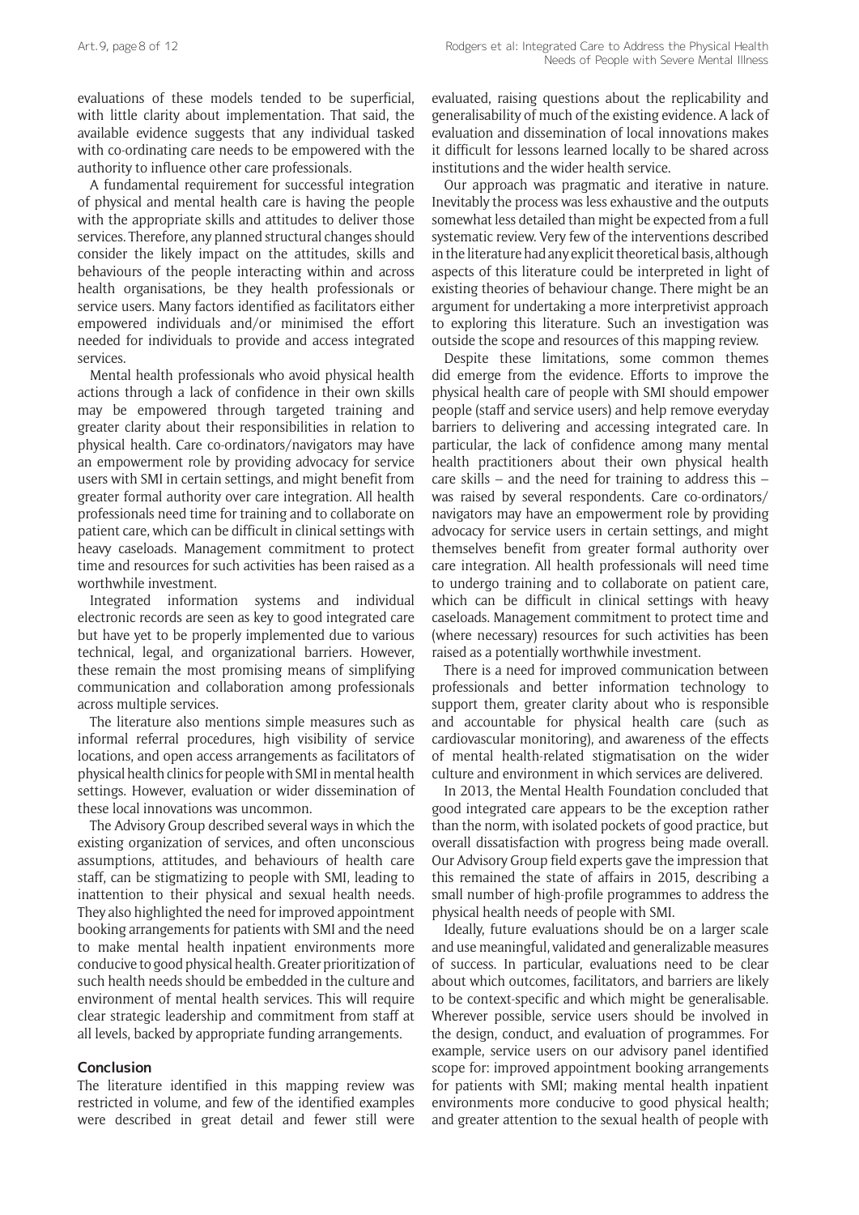evaluations of these models tended to be superficial, with little clarity about implementation. That said, the available evidence suggests that any individual tasked with co-ordinating care needs to be empowered with the authority to influence other care professionals.

A fundamental requirement for successful integration of physical and mental health care is having the people with the appropriate skills and attitudes to deliver those services. Therefore, any planned structural changes should consider the likely impact on the attitudes, skills and behaviours of the people interacting within and across health organisations, be they health professionals or service users. Many factors identified as facilitators either empowered individuals and/or minimised the effort needed for individuals to provide and access integrated services.

Mental health professionals who avoid physical health actions through a lack of confidence in their own skills may be empowered through targeted training and greater clarity about their responsibilities in relation to physical health. Care co-ordinators/navigators may have an empowerment role by providing advocacy for service users with SMI in certain settings, and might benefit from greater formal authority over care integration. All health professionals need time for training and to collaborate on patient care, which can be difficult in clinical settings with heavy caseloads. Management commitment to protect time and resources for such activities has been raised as a worthwhile investment.

Integrated information systems and individual electronic records are seen as key to good integrated care but have yet to be properly implemented due to various technical, legal, and organizational barriers. However, these remain the most promising means of simplifying communication and collaboration among professionals across multiple services.

The literature also mentions simple measures such as informal referral procedures, high visibility of service locations, and open access arrangements as facilitators of physical health clinics for people with SMI in mental health settings. However, evaluation or wider dissemination of these local innovations was uncommon.

The Advisory Group described several ways in which the existing organization of services, and often unconscious assumptions, attitudes, and behaviours of health care staff, can be stigmatizing to people with SMI, leading to inattention to their physical and sexual health needs. They also highlighted the need for improved appointment booking arrangements for patients with SMI and the need to make mental health inpatient environments more conducive to good physical health. Greater prioritization of such health needs should be embedded in the culture and environment of mental health services. This will require clear strategic leadership and commitment from staff at all levels, backed by appropriate funding arrangements.

## Conclusion

The literature identified in this mapping review was restricted in volume, and few of the identified examples were described in great detail and fewer still were evaluated, raising questions about the replicability and generalisability of much of the existing evidence. A lack of evaluation and dissemination of local innovations makes it difficult for lessons learned locally to be shared across institutions and the wider health service.

Our approach was pragmatic and iterative in nature. Inevitably the process was less exhaustive and the outputs somewhat less detailed than might be expected from a full systematic review. Very few of the interventions described in the literature had any explicit theoretical basis, although aspects of this literature could be interpreted in light of existing theories of behaviour change. There might be an argument for undertaking a more interpretivist approach to exploring this literature. Such an investigation was outside the scope and resources of this mapping review.

Despite these limitations, some common themes did emerge from the evidence. Efforts to improve the physical health care of people with SMI should empower people (staff and service users) and help remove everyday barriers to delivering and accessing integrated care. In particular, the lack of confidence among many mental health practitioners about their own physical health care skills – and the need for training to address this – was raised by several respondents. Care co-ordinators/navigators may have an empowerment role by providing advocacy for service users in certain settings, and might themselves benefit from greater formal authority over care integration. All health professionals will need time to undergo training and to collaborate on patient care, which can be difficult in clinical settings with heavy caseloads. Management commitment to protect time and (where necessary) resources for such activities has been raised as a potentially worthwhile investment.

There is a need for improved communication between professionals and better information technology to support them, greater clarity about who is responsible and accountable for physical health care (such as cardiovascular monitoring), and awareness of the effects of mental health-related stigmatisation on the wider culture and environment in which services are delivered.

In 2013, the Mental Health Foundation concluded that good integrated care appears to be the exception rather than the norm, with isolated pockets of good practice, but overall dissatisfaction with progress being made overall. Our Advisory Group field experts gave the impression that this remained the state of affairs in 2015, describing a small number of high-profile programmes to address the physical health needs of people with SMI.

Ideally, future evaluations should be on a larger scale and use meaningful, validated and generalizable measures of success. In particular, evaluations need to be clear about which outcomes, facilitators, and barriers are likely to be context-specific and which might be generalisable. Wherever possible, service users should be involved in the design, conduct, and evaluation of programmes. For example, service users on our advisory panel identified scope for: improved appointment booking arrangements for patients with SMI; making mental health inpatient environments more conducive to good physical health; and greater attention to the sexual health of people with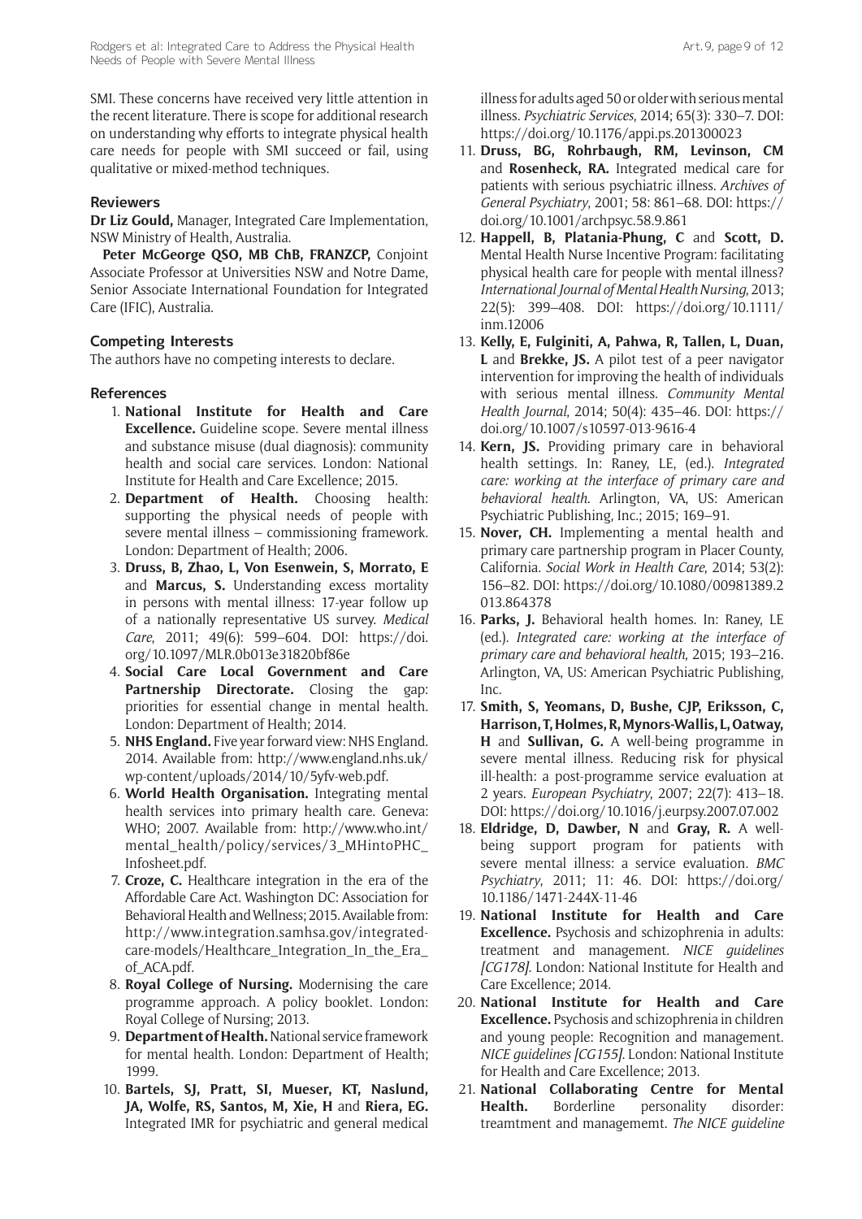SMI. These concerns have received very little attention in the recent literature. There is scope for additional research on understanding why efforts to integrate physical health care needs for people with SMI succeed or fail, using qualitative or mixed-method techniques.

## Reviewers

**Dr Liz Gould,** Manager, Integrated Care Implementation, NSW Ministry of Health, Australia.

**Peter McGeorge QSO, MB ChB, FRANZCP,** Conjoint Associate Professor at Universities NSW and Notre Dame, Senior Associate International Foundation for Integrated Care (IFIC), Australia.

## Competing Interests

The authors have no competing interests to declare.

## References

1. **National Institute for Health and Care Excellence.** Guideline scope. Severe mental illness and substance misuse (dual diagnosis): community health and social care services. London: National Institute for Health and Care Excellence; 2015.
2. **Department of Health.** Choosing health: supporting the physical needs of people with severe mental illness – commissioning framework. London: Department of Health; 2006.
3. **Druss, B, Zhao, L, Von Esenwein, S, Morrato, E** and **Marcus, S.** Understanding excess mortality in persons with mental illness: 17-year follow up of a nationally representative US survey. *Medical Care*, 2011; 49(6): 599–604. DOI: https://doi.org/10.1097/MLR.0b013e31820bf86e
4. **Social Care Local Government and Care Partnership Directorate.** Closing the gap: priorities for essential change in mental health. London: Department of Health; 2014.
5. **NHS England.** Five year forward view: NHS England. 2014. Available from: http://www.england.nhs.uk/wp-content/uploads/2014/10/5yfv-web.pdf.
6. **World Health Organisation.** Integrating mental health services into primary health care. Geneva: WHO; 2007. Available from: http://www.who.int/mental_health/policy/services/3_MHintoPHC_Infosheet.pdf.
7. **Croze, C.** Healthcare integration in the era of the Affordable Care Act. Washington DC: Association for Behavioral Health and Wellness; 2015. Available from: http://www.integration.samhsa.gov/integrated-care-models/Healthcare_Integration_In_the_Era_of_ACA.pdf.
8. **Royal College of Nursing.** Modernising the care programme approach. A policy booklet. London: Royal College of Nursing; 2013.
9. **Department of Health.** National service framework for mental health. London: Department of Health; 1999.
10. **Bartels, SJ, Pratt, SI, Mueser, KT, Naslund, JA, Wolfe, RS, Santos, M, Xie, H** and **Riera, EG.** Integrated IMR for psychiatric and general medical illness for adults aged 50 or older with serious mental illness. *Psychiatric Services*, 2014; 65(3): 330–7. DOI: https://doi.org/10.1176/appi.ps.201300023
11. **Druss, BG, Rohrbaugh, RM, Levinson, CM** and **Rosenheck, RA.** Integrated medical care for patients with serious psychiatric illness. *Archives of General Psychiatry*, 2001; 58: 861–68. DOI: https://doi.org/10.1001/archpsyc.58.9.861
12. **Happell, B, Platania-Phung, C** and **Scott, D.** Mental Health Nurse Incentive Program: facilitating physical health care for people with mental illness? *International Journal of Mental Health Nursing*, 2013; 22(5): 399–408. DOI: https://doi.org/10.1111/inm.12006
13. **Kelly, E, Fulginiti, A, Pahwa, R, Tallen, L, Duan, L** and **Brekke, JS.** A pilot test of a peer navigator intervention for improving the health of individuals with serious mental illness. *Community Mental Health Journal*, 2014; 50(4): 435–46. DOI: https://doi.org/10.1007/s10597-013-9616-4
14. **Kern, JS.** Providing primary care in behavioral health settings. In: Raney, LE, (ed.). *Integrated care: working at the interface of primary care and behavioral health*. Arlington, VA, US: American Psychiatric Publishing, Inc.; 2015; 169–91.
15. **Nover, CH.** Implementing a mental health and primary care partnership program in Placer County, California. *Social Work in Health Care*, 2014; 53(2): 156–82. DOI: https://doi.org/10.1080/00981389.2013.864378
16. **Parks, J.** Behavioral health homes. In: Raney, LE (ed.). *Integrated care: working at the interface of primary care and behavioral health*, 2015; 193–216. Arlington, VA, US: American Psychiatric Publishing, Inc.
17. **Smith, S, Yeomans, D, Bushe, CJP, Eriksson, C, Harrison, T, Holmes, R, Mynors-Wallis, L, Oatway, H** and **Sullivan, G.** A well-being programme in severe mental illness. Reducing risk for physical ill-health: a post-programme service evaluation at 2 years. *European Psychiatry*, 2007; 22(7): 413–18. DOI: https://doi.org/10.1016/j.eurpsy.2007.07.002
18. **Eldridge, D, Dawber, N** and **Gray, R.** A well-being support program for patients with severe mental illness: a service evaluation. *BMC Psychiatry*, 2011; 11: 46. DOI: https://doi.org/10.1186/1471-244X-11-46
19. **National Institute for Health and Care Excellence.** Psychosis and schizophrenia in adults: treatment and management. *NICE guidelines [CG178]*. London: National Institute for Health and Care Excellence; 2014.
20. **National Institute for Health and Care Excellence.** Psychosis and schizophrenia in children and young people: Recognition and management. *NICE guidelines [CG155]*. London: National Institute for Health and Care Excellence; 2013.
21. **National Collaborating Centre for Mental Health.** Borderline personality disorder: treamtment and managememt. *The NICE guideline*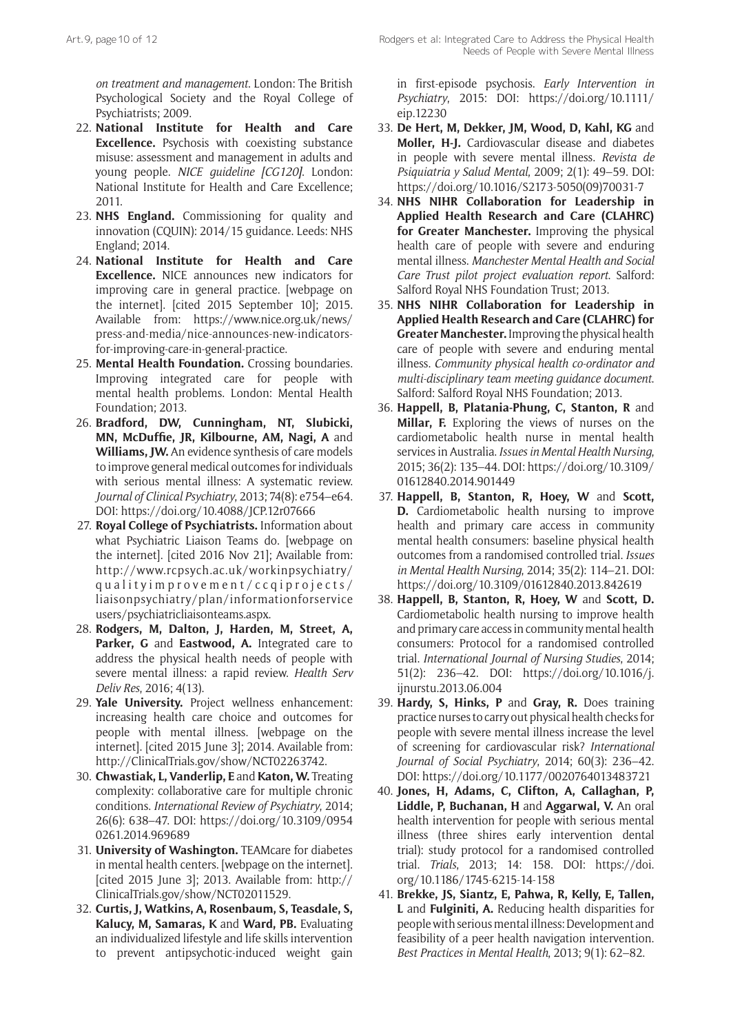*on treatment and management*. London: The British Psychological Society and the Royal College of Psychiatrists; 2009.

22. **National Institute for Health and Care Excellence.** Psychosis with coexisting substance misuse: assessment and management in adults and young people. *NICE guideline [CG120]*. London: National Institute for Health and Care Excellence; 2011.
23. **NHS England.** Commissioning for quality and innovation (CQUIN): 2014/15 guidance. Leeds: NHS England; 2014.
24. **National Institute for Health and Care Excellence.** NICE announces new indicators for improving care in general practice. [webpage on the internet]. [cited 2015 September 10]; 2015. Available from: https://www.nice.org.uk/news/press-and-media/nice-announces-new-indicators-for-improving-care-in-general-practice.
25. **Mental Health Foundation.** Crossing boundaries. Improving integrated care for people with mental health problems. London: Mental Health Foundation; 2013.
26. **Bradford, DW, Cunningham, NT, Slubicki, MN, McDuffie, JR, Kilbourne, AM, Nagi, A** and **Williams, JW.** An evidence synthesis of care models to improve general medical outcomes for individuals with serious mental illness: A systematic review. *Journal of Clinical Psychiatry*, 2013; 74(8): e754–e64. DOI: https://doi.org/10.4088/JCP.12r07666
27. **Royal College of Psychiatrists.** Information about what Psychiatric Liaison Teams do. [webpage on the internet]. [cited 2016 Nov 21]; Available from: http://www.rcpsych.ac.uk/workinpsychiatry/qualityimprovement/ccqiprojects/liaisonpsychiatry/plan/informationforserviceusers/psychiatricliaisonteams.aspx.
28. **Rodgers, M, Dalton, J, Harden, M, Street, A, Parker, G** and **Eastwood, A.** Integrated care to address the physical health needs of people with severe mental illness: a rapid review. *Health Serv Deliv Res*, 2016; 4(13).
29. **Yale University.** Project wellness enhancement: increasing health care choice and outcomes for people with mental illness. [webpage on the internet]. [cited 2015 June 3]; 2014. Available from: http://ClinicalTrials.gov/show/NCT02263742.
30. **Chwastiak, L, Vanderlip, E** and **Katon, W.** Treating complexity: collaborative care for multiple chronic conditions. *International Review of Psychiatry*, 2014; 26(6): 638–47. DOI: https://doi.org/10.3109/09540261.2014.969689
31. **University of Washington.** TEAMcare for diabetes in mental health centers. [webpage on the internet]. [cited 2015 June 3]; 2013. Available from: http://ClinicalTrials.gov/show/NCT02011529.
32. **Curtis, J, Watkins, A, Rosenbaum, S, Teasdale, S, Kalucy, M, Samaras, K** and **Ward, PB.** Evaluating an individualized lifestyle and life skills intervention to prevent antipsychotic-induced weight gain in first-episode psychosis. *Early Intervention in Psychiatry*, 2015: DOI: https://doi.org/10.1111/eip.12230
33. **De Hert, M, Dekker, JM, Wood, D, Kahl, KG** and **Moller, H-J.** Cardiovascular disease and diabetes in people with severe mental illness. *Revista de Psiquiatria y Salud Mental*, 2009; 2(1): 49–59. DOI: https://doi.org/10.1016/S2173-5050(09)70031-7
34. **NHS NIHR Collaboration for Leadership in Applied Health Research and Care (CLAHRC) for Greater Manchester.** Improving the physical health care of people with severe and enduring mental illness. *Manchester Mental Health and Social Care Trust pilot project evaluation report*. Salford: Salford Royal NHS Foundation Trust; 2013.
35. **NHS NIHR Collaboration for Leadership in Applied Health Research and Care (CLAHRC) for Greater Manchester.** Improving the physical health care of people with severe and enduring mental illness. *Community physical health co-ordinator and multi-disciplinary team meeting guidance document*. Salford: Salford Royal NHS Foundation; 2013.
36. **Happell, B, Platania-Phung, C, Stanton, R** and **Millar, F.** Exploring the views of nurses on the cardiometabolic health nurse in mental health services in Australia. *Issues in Mental Health Nursing*, 2015; 36(2): 135–44. DOI: https://doi.org/10.3109/01612840.2014.901449
37. **Happell, B, Stanton, R, Hoey, W** and **Scott, D.** Cardiometabolic health nursing to improve health and primary care access in community mental health consumers: baseline physical health outcomes from a randomised controlled trial. *Issues in Mental Health Nursing*, 2014; 35(2): 114–21. DOI: https://doi.org/10.3109/01612840.2013.842619
38. **Happell, B, Stanton, R, Hoey, W** and **Scott, D.** Cardiometabolic health nursing to improve health and primary care access in community mental health consumers: Protocol for a randomised controlled trial. *International Journal of Nursing Studies*, 2014; 51(2): 236–42. DOI: https://doi.org/10.1016/j.ijnurstu.2013.06.004
39. **Hardy, S, Hinks, P** and **Gray, R.** Does training practice nurses to carry out physical health checks for people with severe mental illness increase the level of screening for cardiovascular risk? *International Journal of Social Psychiatry*, 2014; 60(3): 236–42. DOI: https://doi.org/10.1177/0020764013483721
40. **Jones, H, Adams, C, Clifton, A, Callaghan, P, Liddle, P, Buchanan, H** and **Aggarwal, V.** An oral health intervention for people with serious mental illness (three shires early intervention dental trial): study protocol for a randomised controlled trial. *Trials*, 2013; 14: 158. DOI: https://doi.org/10.1186/1745-6215-14-158
41. **Brekke, JS, Siantz, E, Pahwa, R, Kelly, E, Tallen, L** and **Fulginiti, A.** Reducing health disparities for people with serious mental illness: Development and feasibility of a peer health navigation intervention. *Best Practices in Mental Health*, 2013; 9(1): 62–82.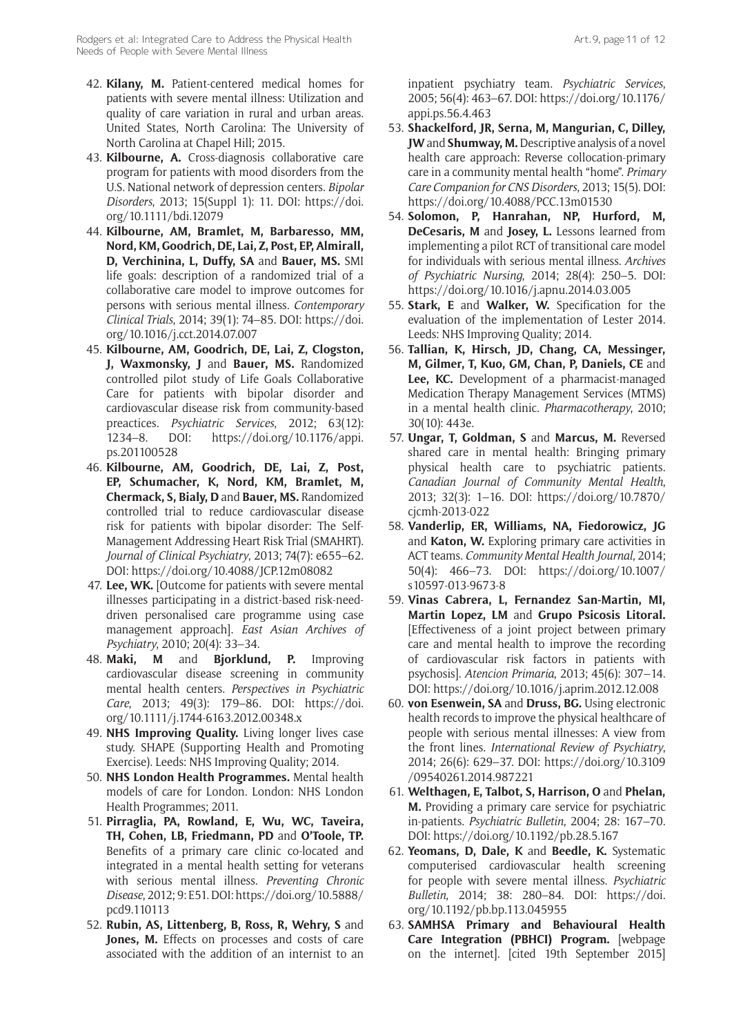42. **Kilany, M.** Patient-centered medical homes for patients with severe mental illness: Utilization and quality of care variation in rural and urban areas. United States, North Carolina: The University of North Carolina at Chapel Hill; 2015.
43. **Kilbourne, A.** Cross-diagnosis collaborative care program for patients with mood disorders from the U.S. National network of depression centers. *Bipolar Disorders*, 2013; 15(Suppl 1): 11. DOI: https://doi.org/10.1111/bdi.12079
44. **Kilbourne, AM, Bramlet, M, Barbaresso, MM, Nord, KM, Goodrich, DE, Lai, Z, Post, EP, Almirall, D, Verchinina, L, Duffy, SA** and **Bauer, MS.** SMI life goals: description of a randomized trial of a collaborative care model to improve outcomes for persons with serious mental illness. *Contemporary Clinical Trials*, 2014; 39(1): 74–85. DOI: https://doi.org/10.1016/j.cct.2014.07.007
45. **Kilbourne, AM, Goodrich, DE, Lai, Z, Clogston, J, Waxmonsky, J** and **Bauer, MS.** Randomized controlled pilot study of Life Goals Collaborative Care for patients with bipolar disorder and cardiovascular disease risk from community-based preactices. *Psychiatric Services*, 2012; 63(12): 1234–8. DOI: https://doi.org/10.1176/appi.ps.201100528
46. **Kilbourne, AM, Goodrich, DE, Lai, Z, Post, EP, Schumacher, K, Nord, KM, Bramlet, M, Chermack, S, Bialy, D** and **Bauer, MS.** Randomized controlled trial to reduce cardiovascular disease risk for patients with bipolar disorder: The Self-Management Addressing Heart Risk Trial (SMAHRT). *Journal of Clinical Psychiatry*, 2013; 74(7): e655–62. DOI: https://doi.org/10.4088/JCP.12m08082
47. **Lee, WK.** [Outcome for patients with severe mental illnesses participating in a district-based risk-need-driven personalised care programme using case management approach]. *East Asian Archives of Psychiatry*, 2010; 20(4): 33–34.
48. **Maki, M** and **Bjorklund, P.** Improving cardiovascular disease screening in community mental health centers. *Perspectives in Psychiatric Care*, 2013; 49(3): 179–86. DOI: https://doi.org/10.1111/j.1744-6163.2012.00348.x
49. **NHS Improving Quality.** Living longer lives case study. SHAPE (Supporting Health and Promoting Exercise). Leeds: NHS Improving Quality; 2014.
50. **NHS London Health Programmes.** Mental health models of care for London. London: NHS London Health Programmes; 2011.
51. **Pirraglia, PA, Rowland, E, Wu, WC, Taveira, TH, Cohen, LB, Friedmann, PD** and **O'Toole, TP.** Benefits of a primary care clinic co-located and integrated in a mental health setting for veterans with serious mental illness. *Preventing Chronic Disease*, 2012; 9: E51. DOI: https://doi.org/10.5888/pcd9.110113
52. **Rubin, AS, Littenberg, B, Ross, R, Wehry, S** and **Jones, M.** Effects on processes and costs of care associated with the addition of an internist to an inpatient psychiatry team. *Psychiatric Services*, 2005; 56(4): 463–67. DOI: https://doi.org/10.1176/appi.ps.56.4.463
53. **Shackelford, JR, Serna, M, Mangurian, C, Dilley, JW** and **Shumway, M.** Descriptive analysis of a novel health care approach: Reverse collocation-primary care in a community mental health "home". *Primary Care Companion for CNS Disorders*, 2013; 15(5). DOI: https://doi.org/10.4088/PCC.13m01530
54. **Solomon, P, Hanrahan, NP, Hurford, M, DeCesaris, M** and **Josey, L.** Lessons learned from implementing a pilot RCT of transitional care model for individuals with serious mental illness. *Archives of Psychiatric Nursing*, 2014; 28(4): 250–5. DOI: https://doi.org/10.1016/j.apnu.2014.03.005
55. **Stark, E** and **Walker, W.** Specification for the evaluation of the implementation of Lester 2014. Leeds: NHS Improving Quality; 2014.
56. **Tallian, K, Hirsch, JD, Chang, CA, Messinger, M, Gilmer, T, Kuo, GM, Chan, P, Daniels, CE** and **Lee, KC.** Development of a pharmacist-managed Medication Therapy Management Services (MTMS) in a mental health clinic. *Pharmacotherapy*, 2010; 30(10): 443e.
57. **Ungar, T, Goldman, S** and **Marcus, M.** Reversed shared care in mental health: Bringing primary physical health care to psychiatric patients. *Canadian Journal of Community Mental Health*, 2013; 32(3): 1–16. DOI: https://doi.org/10.7870/cjcmh-2013-022
58. **Vanderlip, ER, Williams, NA, Fiedorowicz, JG** and **Katon, W.** Exploring primary care activities in ACT teams. *Community Mental Health Journal*, 2014; 50(4): 466–73. DOI: https://doi.org/10.1007/s10597-013-9673-8
59. **Vinas Cabrera, L, Fernandez San-Martin, MI, Martin Lopez, LM** and **Grupo Psicosis Litoral.** [Effectiveness of a joint project between primary care and mental health to improve the recording of cardiovascular risk factors in patients with psychosis]. *Atencion Primaria*, 2013; 45(6): 307–14. DOI: https://doi.org/10.1016/j.aprim.2012.12.008
60. **von Esenwein, SA** and **Druss, BG.** Using electronic health records to improve the physical healthcare of people with serious mental illnesses: A view from the front lines. *International Review of Psychiatry*, 2014; 26(6): 629–37. DOI: https://doi.org/10.3109/09540261.2014.987221
61. **Welthagen, E, Talbot, S, Harrison, O** and **Phelan, M.** Providing a primary care service for psychiatric in-patients. *Psychiatric Bulletin*, 2004; 28: 167–70. DOI: https://doi.org/10.1192/pb.28.5.167
62. **Yeomans, D, Dale, K** and **Beedle, K.** Systematic computerised cardiovascular health screening for people with severe mental illness. *Psychiatric Bulletin*, 2014; 38: 280–84. DOI: https://doi.org/10.1192/pb.bp.113.045955
63. **SAMHSA Primary and Behavioural Health Care Integration (PBHCI) Program.** [webpage on the internet]. [cited 19th September 2015]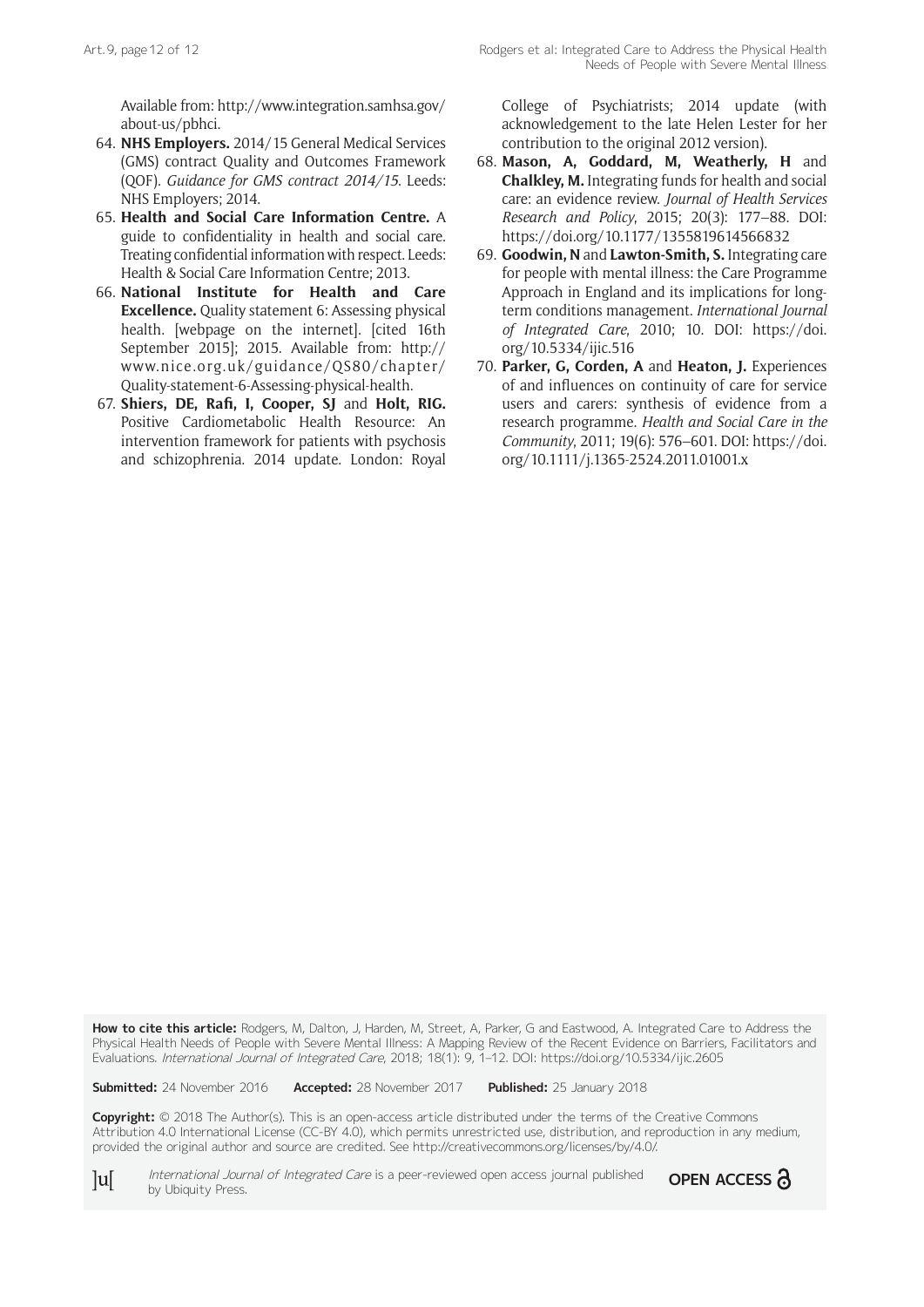Available from: http://www.integration.samhsa.gov/about-us/pbhci.

64. **NHS Employers.** 2014/15 General Medical Services (GMS) contract Quality and Outcomes Framework (QOF). *Guidance for GMS contract 2014/15*. Leeds: NHS Employers; 2014.
65. **Health and Social Care Information Centre.** A guide to confidentiality in health and social care. Treating confidential information with respect. Leeds: Health & Social Care Information Centre; 2013.
66. **National Institute for Health and Care Excellence.** Quality statement 6: Assessing physical health. [webpage on the internet]. [cited 16th September 2015]; 2015. Available from: http://www.nice.org.uk/guidance/QS80/chapter/Quality-statement-6-Assessing-physical-health.
67. **Shiers, DE, Rafi, I, Cooper, SJ** and **Holt, RIG.** Positive Cardiometabolic Health Resource: An intervention framework for patients with psychosis and schizophrenia. 2014 update. London: Royal College of Psychiatrists; 2014 update (with acknowledgement to the late Helen Lester for her contribution to the original 2012 version).
68. **Mason, A, Goddard, M, Weatherly, H** and **Chalkley, M.** Integrating funds for health and social care: an evidence review. *Journal of Health Services Research and Policy*, 2015; 20(3): 177–88. DOI: https://doi.org/10.1177/1355819614566832
69. **Goodwin, N** and **Lawton-Smith, S.** Integrating care for people with mental illness: the Care Programme Approach in England and its implications for long-term conditions management. *International Journal of Integrated Care*, 2010; 10. DOI: https://doi.org/10.5334/ijic.516
70. **Parker, G, Corden, A** and **Heaton, J.** Experiences of and influences on continuity of care for service users and carers: synthesis of evidence from a research programme. *Health and Social Care in the Community*, 2011; 19(6): 576–601. DOI: https://doi.org/10.1111/j.1365-2524.2011.01001.x

**How to cite this article:** Rodgers, M, Dalton, J, Harden, M, Street, A, Parker, G and Eastwood, A. Integrated Care to Address the Physical Health Needs of People with Severe Mental Illness: A Mapping Review of the Recent Evidence on Barriers, Facilitators and Evaluations. *International Journal of Integrated Care*, 2018; 18(1): 9, 1–12. DOI: https://doi.org/10.5334/ijic.2605

**Submitted:** 24 November 2016 **Accepted:** 28 November 2017 **Published:** 25 January 2018

**Copyright:** © 2018 The Author(s). This is an open-access article distributed under the terms of the Creative Commons Attribution 4.0 International License (CC-BY 4.0), which permits unrestricted use, distribution, and reproduction in any medium, provided the original author and source are credited. See http://creativecommons.org/licenses/by/4.0/.

*International Journal of Integrated Care* is a peer-reviewed open access journal published by Ubiquity Press.

**OPEN ACCESS**